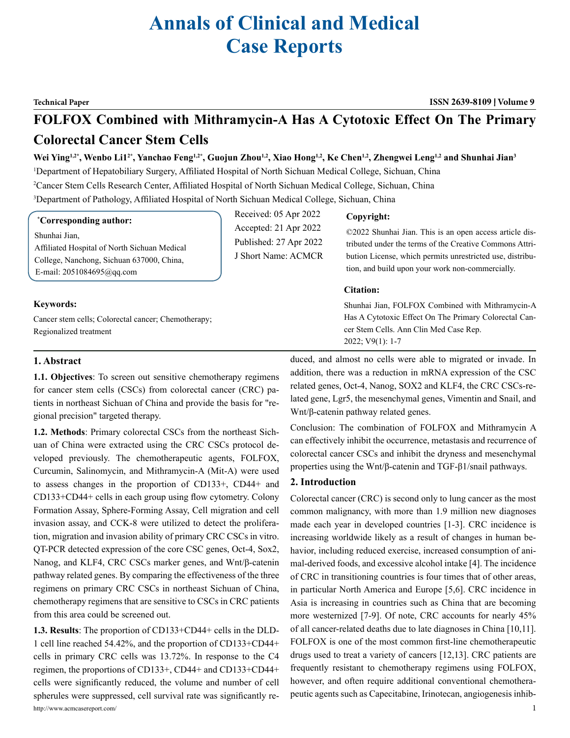# Annals of Clinical and Medical Case Reports

**Technical Paper** | **ISSN 2639-8109 | Volume 9**

## FOLFOX Combined with Mithramycin-A Has A Cytotoxic Effect On The Primary Colorectal Cancer Stem Cells

**Wei Ying[1,2*], Wenbo Li1[2*], Yanchao Feng[1,2*], Guojun Zhou[1,2], Xiao Hong[1,2], Ke Chen[1,2], Zhengwei Leng[1,2] and Shunhai Jian[3]**

[1]Department of Hepatobiliary Surgery, Affiliated Hospital of North Sichuan Medical College, Sichuan, China

[2]Cancer Stem Cells Research Center, Affiliated Hospital of North Sichuan Medical College, Sichuan, China

[3]Department of Pathology, Affiliated Hospital of North Sichuan Medical College, Sichuan, China

**\*Corresponding author:**

Shunhai Jian,
Affiliated Hospital of North Sichuan Medical College, Nanchong, Sichuan 637000, China,
E-mail: 2051084695@qq.com

Received: 05 Apr 2022
Accepted: 21 Apr 2022
Published: 27 Apr 2022
J Short Name: ACMCR

**Copyright:**

©2022 Shunhai Jian. This is an open access article distributed under the terms of the Creative Commons Attribution License, which permits unrestricted use, distribution, and build upon your work non-commercially.

**Citation:**

Shunhai Jian, FOLFOX Combined with Mithramycin-A Has A Cytotoxic Effect On The Primary Colorectal Cancer Stem Cells. Ann Clin Med Case Rep. 2022; V9(1): 1-7

**Keywords:**

Cancer stem cells; Colorectal cancer; Chemotherapy; Regionalized treatment

### 1. Abstract

**1.1. Objectives**: To screen out sensitive chemotherapy regimens for cancer stem cells (CSCs) from colorectal cancer (CRC) patients in northeast Sichuan of China and provide the basis for "regional precision" targeted therapy.

**1.2. Methods**: Primary colorectal CSCs from the northeast Sichuan of China were extracted using the CRC CSCs protocol developed previously. The chemotherapeutic agents, FOLFOX, Curcumin, Salinomycin, and Mithramycin-A (Mit-A) were used to assess changes in the proportion of CD133+, CD44+ and CD133+CD44+ cells in each group using flow cytometry. Colony Formation Assay, Sphere-Forming Assay, Cell migration and cell invasion assay, and CCK-8 were utilized to detect the proliferation, migration and invasion ability of primary CRC CSCs in vitro. QT-PCR detected expression of the core CSC genes, Oct-4, Sox2, Nanog, and KLF4, CRC CSCs marker genes, and Wnt/β-catenin pathway related genes. By comparing the effectiveness of the three regimens on primary CRC CSCs in northeast Sichuan of China, chemotherapy regimens that are sensitive to CSCs in CRC patients from this area could be screened out.

**1.3. Results**: The proportion of CD133+CD44+ cells in the DLD-1 cell line reached 54.42%, and the proportion of CD133+CD44+ cells in primary CRC cells was 13.72%. In response to the C4 regimen, the proportions of CD133+, CD44+ and CD133+CD44+ cells were significantly reduced, the volume and number of cell spherules were suppressed, cell survival rate was significantly reduced, and almost no cells were able to migrated or invade. In addition, there was a reduction in mRNA expression of the CSC related genes, Oct-4, Nanog, SOX2 and KLF4, the CRC CSCs-related gene, Lgr5, the mesenchymal genes, Vimentin and Snail, and Wnt/β-catenin pathway related genes.

Conclusion: The combination of FOLFOX and Mithramycin A can effectively inhibit the occurrence, metastasis and recurrence of colorectal cancer CSCs and inhibit the dryness and mesenchymal properties using the Wnt/β-catenin and TGF-β1/snail pathways.

### 2. Introduction

Colorectal cancer (CRC) is second only to lung cancer as the most common malignancy, with more than 1.9 million new diagnoses made each year in developed countries [1-3]. CRC incidence is increasing worldwide likely as a result of changes in human behavior, including reduced exercise, increased consumption of animal-derived foods, and excessive alcohol intake [4]. The incidence of CRC in transitioning countries is four times that of other areas, in particular North America and Europe [5,6]. CRC incidence in Asia is increasing in countries such as China that are becoming more westernized [7-9]. Of note, CRC accounts for nearly 45% of all cancer-related deaths due to late diagnoses in China [10,11]. FOLFOX is one of the most common first-line chemotherapeutic drugs used to treat a variety of cancers [12,13]. CRC patients are frequently resistant to chemotherapy regimens using FOLFOX, however, and often require additional conventional chemotherapeutic agents such as Capecitabine, Irinotecan, angiogenesis inhib-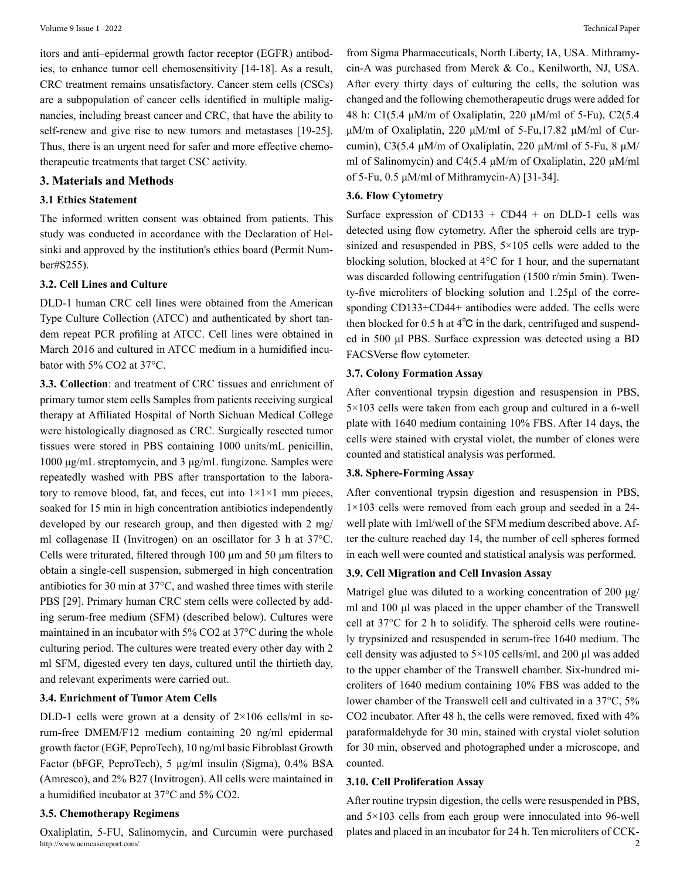itors and anti–epidermal growth factor receptor (EGFR) antibodies, to enhance tumor cell chemosensitivity [14-18]. As a result, CRC treatment remains unsatisfactory. Cancer stem cells (CSCs) are a subpopulation of cancer cells identified in multiple malignancies, including breast cancer and CRC, that have the ability to self-renew and give rise to new tumors and metastases [19-25]. Thus, there is an urgent need for safer and more effective chemotherapeutic treatments that target CSC activity.

## 3. Materials and Methods

### 3.1 Ethics Statement

The informed written consent was obtained from patients. This study was conducted in accordance with the Declaration of Helsinki and approved by the institution's ethics board (Permit Number#S255).

### 3.2. Cell Lines and Culture

DLD-1 human CRC cell lines were obtained from the American Type Culture Collection (ATCC) and authenticated by short tandem repeat PCR profiling at ATCC. Cell lines were obtained in March 2016 and cultured in ATCC medium in a humidified incubator with 5% CO2 at 37°C.

**3.3. Collection**: and treatment of CRC tissues and enrichment of primary tumor stem cells Samples from patients receiving surgical therapy at Affiliated Hospital of North Sichuan Medical College were histologically diagnosed as CRC. Surgically resected tumor tissues were stored in PBS containing 1000 units/mL penicillin, 1000 μg/mL streptomycin, and 3 μg/mL fungizone. Samples were repeatedly washed with PBS after transportation to the laboratory to remove blood, fat, and feces, cut into 1×1×1 mm pieces, soaked for 15 min in high concentration antibiotics independently developed by our research group, and then digested with 2 mg/ml collagenase II (Invitrogen) on an oscillator for 3 h at 37°C. Cells were triturated, filtered through 100 μm and 50 μm filters to obtain a single-cell suspension, submerged in high concentration antibiotics for 30 min at 37°C, and washed three times with sterile PBS [29]. Primary human CRC stem cells were collected by adding serum-free medium (SFM) (described below). Cultures were maintained in an incubator with 5% CO2 at 37°C during the whole culturing period. The cultures were treated every other day with 2 ml SFM, digested every ten days, cultured until the thirtieth day, and relevant experiments were carried out.

### 3.4. Enrichment of Tumor Atem Cells

DLD-1 cells were grown at a density of 2×106 cells/ml in serum-free DMEM/F12 medium containing 20 ng/ml epidermal growth factor (EGF, PeproTech), 10 ng/ml basic Fibroblast Growth Factor (bFGF, PeproTech), 5 μg/ml insulin (Sigma), 0.4% BSA (Amresco), and 2% B27 (Invitrogen). All cells were maintained in a humidified incubator at 37°C and 5% CO2.

### 3.5. Chemotherapy Regimens

Oxaliplatin, 5-FU, Salinomycin, and Curcumin were purchased from Sigma Pharmaceuticals, North Liberty, IA, USA. Mithramycin-A was purchased from Merck & Co., Kenilworth, NJ, USA. After every thirty days of culturing the cells, the solution was changed and the following chemotherapeutic drugs were added for 48 h: C1(5.4 μM/m of Oxaliplatin, 220 μM/ml of 5-Fu), C2(5.4 μM/m of Oxaliplatin, 220 μM/ml of 5-Fu,17.82 μM/ml of Curcumin), C3(5.4 μM/m of Oxaliplatin, 220 μM/ml of 5-Fu, 8 μM/ml of Salinomycin) and C4(5.4 μM/m of Oxaliplatin, 220 μM/ml of 5-Fu, 0.5 μM/ml of Mithramycin-A) [31-34].

### 3.6. Flow Cytometry

Surface expression of CD133 + CD44 + on DLD-1 cells was detected using flow cytometry. After the spheroid cells are trypsinized and resuspended in PBS, 5×105 cells were added to the blocking solution, blocked at 4°C for 1 hour, and the supernatant was discarded following centrifugation (1500 r/min 5min). Twenty-five microliters of blocking solution and 1.25μl of the corresponding CD133+CD44+ antibodies were added. The cells were then blocked for 0.5 h at 4℃ in the dark, centrifuged and suspended in 500 μl PBS. Surface expression was detected using a BD FACSVerse flow cytometer.

### 3.7. Colony Formation Assay

After conventional trypsin digestion and resuspension in PBS, 5×103 cells were taken from each group and cultured in a 6-well plate with 1640 medium containing 10% FBS. After 14 days, the cells were stained with crystal violet, the number of clones were counted and statistical analysis was performed.

### 3.8. Sphere-Forming Assay

After conventional trypsin digestion and resuspension in PBS, 1×103 cells were removed from each group and seeded in a 24-well plate with 1ml/well of the SFM medium described above. After the culture reached day 14, the number of cell spheres formed in each well were counted and statistical analysis was performed.

### 3.9. Cell Migration and Cell Invasion Assay

Matrigel glue was diluted to a working concentration of 200 μg/ml and 100 μl was placed in the upper chamber of the Transwell cell at 37°C for 2 h to solidify. The spheroid cells were routinely trypsinized and resuspended in serum-free 1640 medium. The cell density was adjusted to 5×105 cells/ml, and 200 μl was added to the upper chamber of the Transwell chamber. Six-hundred microliters of 1640 medium containing 10% FBS was added to the lower chamber of the Transwell cell and cultivated in a 37°C, 5% CO2 incubator. After 48 h, the cells were removed, fixed with 4% paraformaldehyde for 30 min, stained with crystal violet solution for 30 min, observed and photographed under a microscope, and counted.

### 3.10. Cell Proliferation Assay

After routine trypsin digestion, the cells were resuspended in PBS, and 5×103 cells from each group were innoculated into 96-well plates and placed in an incubator for 24 h. Ten microliters of CCK-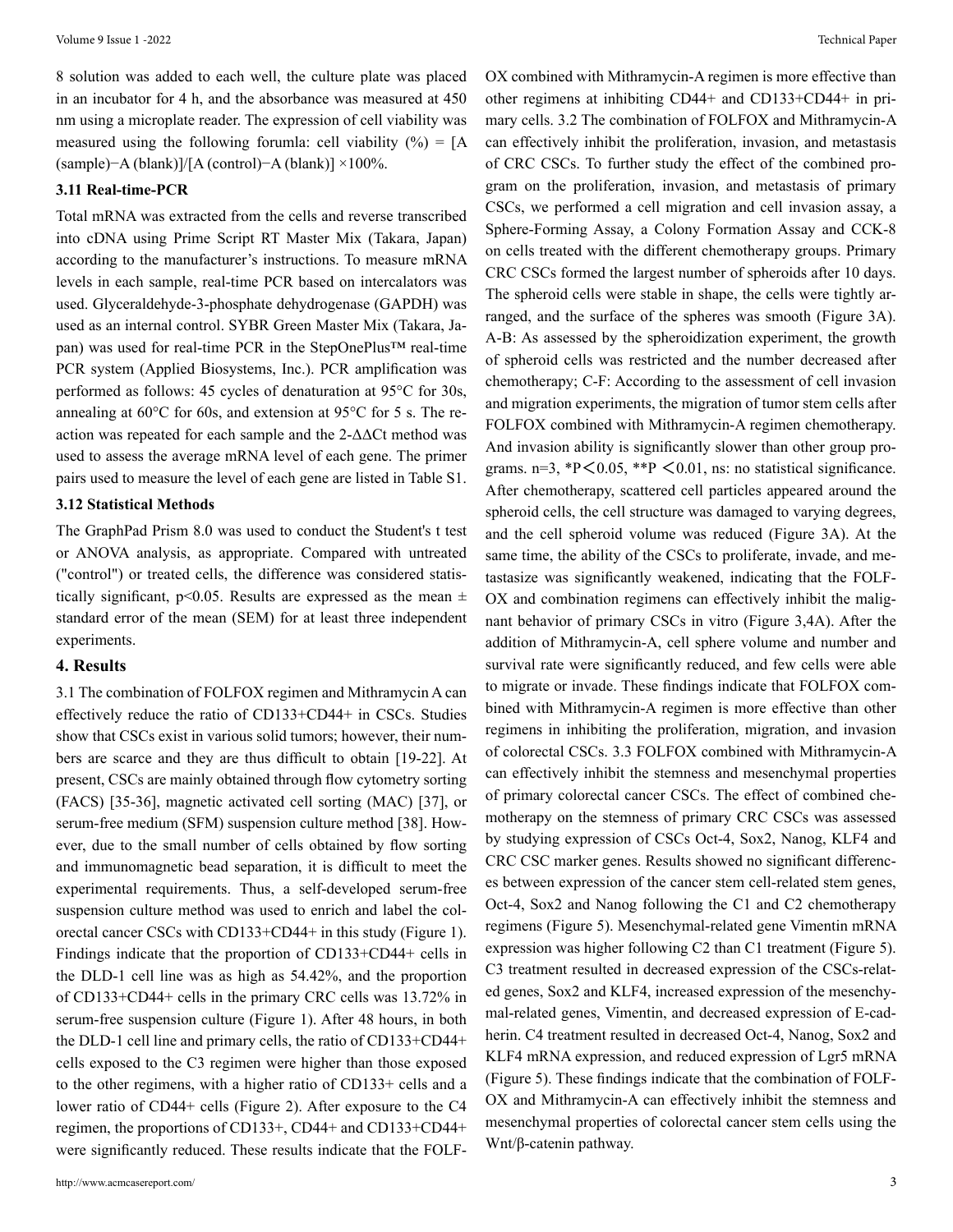8 solution was added to each well, the culture plate was placed in an incubator for 4 h, and the absorbance was measured at 450 nm using a microplate reader. The expression of cell viability was measured using the following forumla: cell viability (%) = [A (sample)−A (blank)]/[A (control)−A (blank)] ×100%.

### 3.11 Real-time-PCR

Total mRNA was extracted from the cells and reverse transcribed into cDNA using Prime Script RT Master Mix (Takara, Japan) according to the manufacturer's instructions. To measure mRNA levels in each sample, real-time PCR based on intercalators was used. Glyceraldehyde-3-phosphate dehydrogenase (GAPDH) was used as an internal control. SYBR Green Master Mix (Takara, Japan) was used for real-time PCR in the StepOnePlus™ real-time PCR system (Applied Biosystems, Inc.). PCR amplification was performed as follows: 45 cycles of denaturation at 95°C for 30s, annealing at 60°C for 60s, and extension at 95°C for 5 s. The reaction was repeated for each sample and the $2^{-\Delta\Delta Ct}$ method was used to assess the average mRNA level of each gene. The primer pairs used to measure the level of each gene are listed in Table S1.

### 3.12 Statistical Methods

The GraphPad Prism 8.0 was used to conduct the Student's t test or ANOVA analysis, as appropriate. Compared with untreated ("control") or treated cells, the difference was considered statistically significant, $p<0.05$. Results are expressed as the mean ± standard error of the mean (SEM) for at least three independent experiments.

## 4. Results

3.1 The combination of FOLFOX regimen and Mithramycin A can effectively reduce the ratio of CD133+CD44+ in CSCs. Studies show that CSCs exist in various solid tumors; however, their numbers are scarce and they are thus difficult to obtain [19-22]. At present, CSCs are mainly obtained through flow cytometry sorting (FACS) [35-36], magnetic activated cell sorting (MAC) [37], or serum-free medium (SFM) suspension culture method [38]. However, due to the small number of cells obtained by flow sorting and immunomagnetic bead separation, it is difficult to meet the experimental requirements. Thus, a self-developed serum-free suspension culture method was used to enrich and label the colorectal cancer CSCs with CD133+CD44+ in this study (Figure 1). Findings indicate that the proportion of CD133+CD44+ cells in the DLD-1 cell line was as high as 54.42%, and the proportion of CD133+CD44+ cells in the primary CRC cells was 13.72% in serum-free suspension culture (Figure 1). After 48 hours, in both the DLD-1 cell line and primary cells, the ratio of CD133+CD44+ cells exposed to the C3 regimen were higher than those exposed to the other regimens, with a higher ratio of CD133+ cells and a lower ratio of CD44+ cells (Figure 2). After exposure to the C4 regimen, the proportions of CD133+, CD44+ and CD133+CD44+ were significantly reduced. These results indicate that the FOLFOX combined with Mithramycin-A regimen is more effective than other regimens at inhibiting CD44+ and CD133+CD44+ in primary cells. 3.2 The combination of FOLFOX and Mithramycin-A can effectively inhibit the proliferation, invasion, and metastasis of CRC CSCs. To further study the effect of the combined program on the proliferation, invasion, and metastasis of primary CSCs, we performed a cell migration and cell invasion assay, a Sphere-Forming Assay, a Colony Formation Assay and CCK-8 on cells treated with the different chemotherapy groups. Primary CRC CSCs formed the largest number of spheroids after 10 days. The spheroid cells were stable in shape, the cells were tightly arranged, and the surface of the spheres was smooth (Figure 3A). A-B: As assessed by the spheroidization experiment, the growth of spheroid cells was restricted and the number decreased after chemotherapy; C-F: According to the assessment of cell invasion and migration experiments, the migration of tumor stem cells after FOLFOX combined with Mithramycin-A regimen chemotherapy. And invasion ability is significantly slower than other group programs. n=3, *P$<$0.05, **P $<$0.01, ns: no statistical significance. After chemotherapy, scattered cell particles appeared around the spheroid cells, the cell structure was damaged to varying degrees, and the cell spheroid volume was reduced (Figure 3A). At the same time, the ability of the CSCs to proliferate, invade, and metastasize was significantly weakened, indicating that the FOLFOX and combination regimens can effectively inhibit the malignant behavior of primary CSCs in vitro (Figure 3,4A). After the addition of Mithramycin-A, cell sphere volume and number and survival rate were significantly reduced, and few cells were able to migrate or invade. These findings indicate that FOLFOX combined with Mithramycin-A regimen is more effective than other regimens in inhibiting the proliferation, migration, and invasion of colorectal CSCs. 3.3 FOLFOX combined with Mithramycin-A can effectively inhibit the stemness and mesenchymal properties of primary colorectal cancer CSCs. The effect of combined chemotherapy on the stemness of primary CRC CSCs was assessed by studying expression of CSCs Oct-4, Sox2, Nanog, KLF4 and CRC CSC marker genes. Results showed no significant differences between expression of the cancer stem cell-related stem genes, Oct-4, Sox2 and Nanog following the C1 and C2 chemotherapy regimens (Figure 5). Mesenchymal-related gene Vimentin mRNA expression was higher following C2 than C1 treatment (Figure 5). C3 treatment resulted in decreased expression of the CSCs-related genes, Sox2 and KLF4, increased expression of the mesenchymal-related genes, Vimentin, and decreased expression of E-cadherin. C4 treatment resulted in decreased Oct-4, Nanog, Sox2 and KLF4 mRNA expression, and reduced expression of Lgr5 mRNA (Figure 5). These findings indicate that the combination of FOLFOX and Mithramycin-A can effectively inhibit the stemness and mesenchymal properties of colorectal cancer stem cells using the Wnt/β-catenin pathway.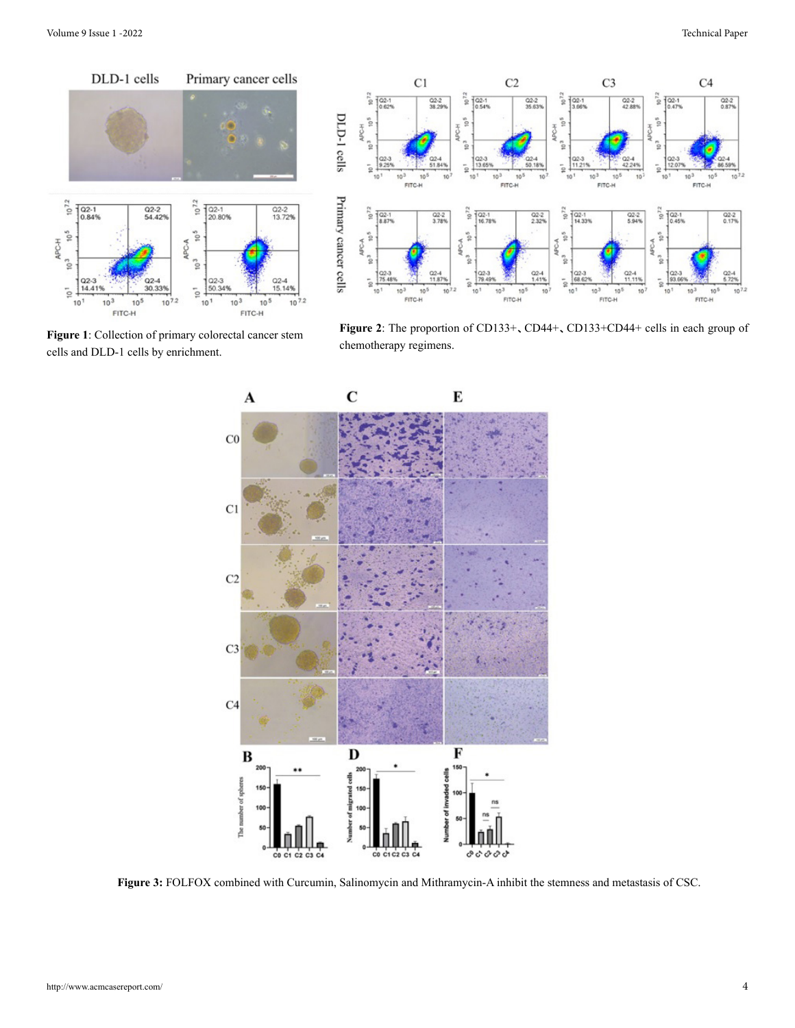**Figure 1**: Collection of primary colorectal cancer stem cells and DLD-1 cells by enrichment.

**Figure 2**: The proportion of CD133+、CD44+、CD133+CD44+ cells in each group of chemotherapy regimens.

**Figure 3:** FOLFOX combined with Curcumin, Salinomycin and Mithramycin-A inhibit the stemness and metastasis of CSC.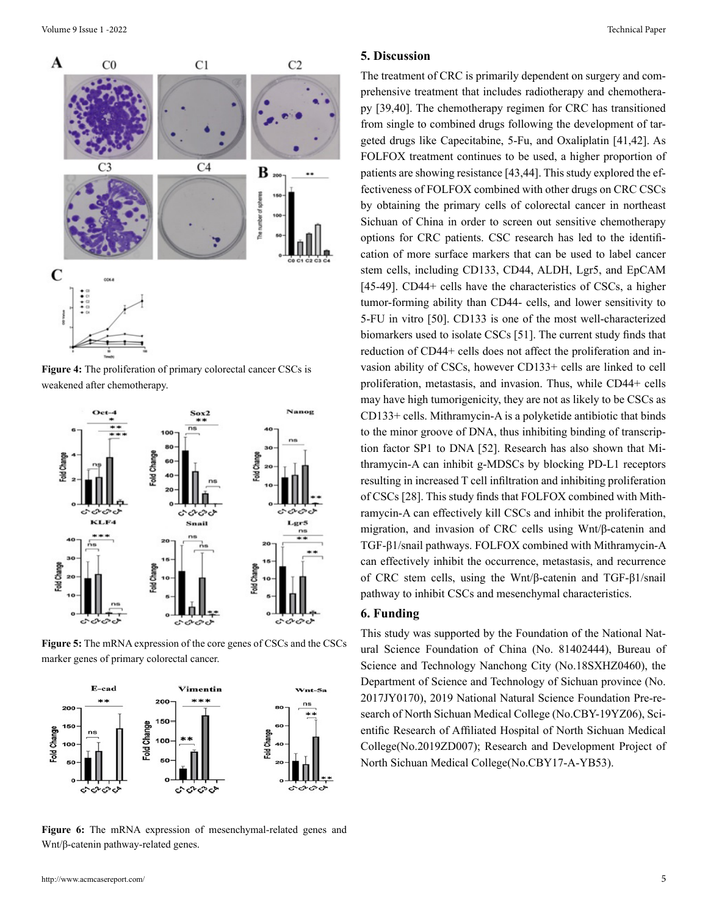**Figure 4:** The proliferation of primary colorectal cancer CSCs is weakened after chemotherapy.

**Figure 5:** The mRNA expression of the core genes of CSCs and the CSCs marker genes of primary colorectal cancer.

**Figure 6:** The mRNA expression of mesenchymal-related genes and Wnt/β-catenin pathway-related genes.

## 5. Discussion

The treatment of CRC is primarily dependent on surgery and comprehensive treatment that includes radiotherapy and chemotherapy [39,40]. The chemotherapy regimen for CRC has transitioned from single to combined drugs following the development of targeted drugs like Capecitabine, 5-Fu, and Oxaliplatin [41,42]. As FOLFOX treatment continues to be used, a higher proportion of patients are showing resistance [43,44]. This study explored the effectiveness of FOLFOX combined with other drugs on CRC CSCs by obtaining the primary cells of colorectal cancer in northeast Sichuan of China in order to screen out sensitive chemotherapy options for CRC patients. CSC research has led to the identification of more surface markers that can be used to label cancer stem cells, including CD133, CD44, ALDH, Lgr5, and EpCAM [45-49]. CD44+ cells have the characteristics of CSCs, a higher tumor-forming ability than CD44- cells, and lower sensitivity to 5-FU in vitro [50]. CD133 is one of the most well-characterized biomarkers used to isolate CSCs [51]. The current study finds that reduction of CD44+ cells does not affect the proliferation and invasion ability of CSCs, however CD133+ cells are linked to cell proliferation, metastasis, and invasion. Thus, while CD44+ cells may have high tumorigenicity, they are not as likely to be CSCs as CD133+ cells. Mithramycin-A is a polyketide antibiotic that binds to the minor groove of DNA, thus inhibiting binding of transcription factor SP1 to DNA [52]. Research has also shown that Mithramycin-A can inhibit g-MDSCs by blocking PD-L1 receptors resulting in increased T cell infiltration and inhibiting proliferation of CSCs [28]. This study finds that FOLFOX combined with Mithramycin-A can effectively kill CSCs and inhibit the proliferation, migration, and invasion of CRC cells using Wnt/β-catenin and TGF-β1/snail pathways. FOLFOX combined with Mithramycin-A can effectively inhibit the occurrence, metastasis, and recurrence of CRC stem cells, using the Wnt/β-catenin and TGF-β1/snail pathway to inhibit CSCs and mesenchymal characteristics.

## 6. Funding

This study was supported by the Foundation of the National Natural Science Foundation of China (No. 81402444), Bureau of Science and Technology Nanchong City (No.18SXHZ0460), the Department of Science and Technology of Sichuan province (No. 2017JY0170), 2019 National Natural Science Foundation Pre-research of North Sichuan Medical College (No.CBY-19YZ06), Scientific Research of Affiliated Hospital of North Sichuan Medical College(No.2019ZD007); Research and Development Project of North Sichuan Medical College(No.CBY17-A-YB53).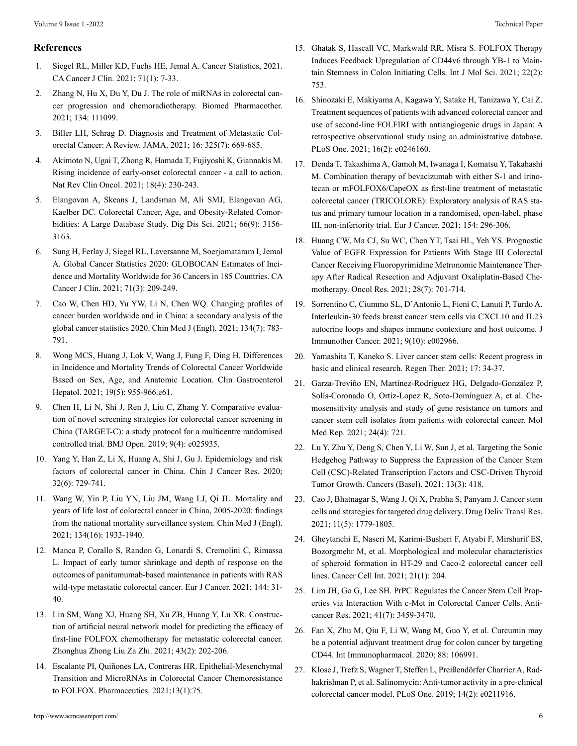## References

1. Siegel RL, Miller KD, Fuchs HE, Jemal A. Cancer Statistics, 2021. CA Cancer J Clin. 2021; 71(1): 7-33.
2. Zhang N, Hu X, Du Y, Du J. The role of miRNAs in colorectal cancer progression and chemoradiotherapy. Biomed Pharmacother. 2021; 134: 111099.
3. Biller LH, Schrag D. Diagnosis and Treatment of Metastatic Colorectal Cancer: A Review. JAMA. 2021; 16: 325(7): 669-685.
4. Akimoto N, Ugai T, Zhong R, Hamada T, Fujiyoshi K, Giannakis M. Rising incidence of early-onset colorectal cancer - a call to action. Nat Rev Clin Oncol. 2021; 18(4): 230-243.
5. Elangovan A, Skeans J, Landsman M, Ali SMJ, Elangovan AG, Kaelber DC. Colorectal Cancer, Age, and Obesity-Related Comorbidities: A Large Database Study. Dig Dis Sci. 2021; 66(9): 3156-3163.
6. Sung H, Ferlay J, Siegel RL, Laversanne M, Soerjomataram I, Jemal A. Global Cancer Statistics 2020: GLOBOCAN Estimates of Incidence and Mortality Worldwide for 36 Cancers in 185 Countries. CA Cancer J Clin. 2021; 71(3): 209-249.
7. Cao W, Chen HD, Yu YW, Li N, Chen WQ. Changing profiles of cancer burden worldwide and in China: a secondary analysis of the global cancer statistics 2020. Chin Med J (Engl). 2021; 134(7): 783-791.
8. Wong MCS, Huang J, Lok V, Wang J, Fung F, Ding H. Differences in Incidence and Mortality Trends of Colorectal Cancer Worldwide Based on Sex, Age, and Anatomic Location. Clin Gastroenterol Hepatol. 2021; 19(5): 955-966.e61.
9. Chen H, Li N, Shi J, Ren J, Liu C, Zhang Y. Comparative evaluation of novel screening strategies for colorectal cancer screening in China (TARGET-C): a study protocol for a multicentre randomised controlled trial. BMJ Open. 2019; 9(4): e025935.
10. Yang Y, Han Z, Li X, Huang A, Shi J, Gu J. Epidemiology and risk factors of colorectal cancer in China. Chin J Cancer Res. 2020; 32(6): 729-741.
11. Wang W, Yin P, Liu YN, Liu JM, Wang LJ, Qi JL. Mortality and years of life lost of colorectal cancer in China, 2005-2020: findings from the national mortality surveillance system. Chin Med J (Engl). 2021; 134(16): 1933-1940.
12. Manca P, Corallo S, Randon G, Lonardi S, Cremolini C, Rimassa L. Impact of early tumor shrinkage and depth of response on the outcomes of panitumumab-based maintenance in patients with RAS wild-type metastatic colorectal cancer. Eur J Cancer. 2021; 144: 31-40.
13. Lin SM, Wang XJ, Huang SH, Xu ZB, Huang Y, Lu XR. Construction of artificial neural network model for predicting the efficacy of first-line FOLFOX chemotherapy for metastatic colorectal cancer. Zhonghua Zhong Liu Za Zhi. 2021; 43(2): 202-206.
14. Escalante PI, Quiñones LA, Contreras HR. Epithelial-Mesenchymal Transition and MicroRNAs in Colorectal Cancer Chemoresistance to FOLFOX. Pharmaceutics. 2021;13(1):75.
15. Ghatak S, Hascall VC, Markwald RR, Misra S. FOLFOX Therapy Induces Feedback Upregulation of CD44v6 through YB-1 to Maintain Stemness in Colon Initiating Cells. Int J Mol Sci. 2021; 22(2): 753.
16. Shinozaki E, Makiyama A, Kagawa Y, Satake H, Tanizawa Y, Cai Z. Treatment sequences of patients with advanced colorectal cancer and use of second-line FOLFIRI with antiangiogenic drugs in Japan: A retrospective observational study using an administrative database. PLoS One. 2021; 16(2): e0246160.
17. Denda T, Takashima A, Gamoh M, Iwanaga I, Komatsu Y, Takahashi M. Combination therapy of bevacizumab with either S-1 and irinotecan or mFOLFOX6/CapeOX as first-line treatment of metastatic colorectal cancer (TRICOLORE): Exploratory analysis of RAS status and primary tumour location in a randomised, open-label, phase III, non-inferiority trial. Eur J Cancer. 2021; 154: 296-306.
18. Huang CW, Ma CJ, Su WC, Chen YT, Tsai HL, Yeh YS. Prognostic Value of EGFR Expression for Patients With Stage III Colorectal Cancer Receiving Fluoropyrimidine Metronomic Maintenance Therapy After Radical Resection and Adjuvant Oxaliplatin-Based Chemotherapy. Oncol Res. 2021; 28(7): 701-714.
19. Sorrentino C, Ciummo SL, D'Antonio L, Fieni C, Lanuti P, Turdo A. Interleukin-30 feeds breast cancer stem cells via CXCL10 and IL23 autocrine loops and shapes immune contexture and host outcome. J Immunother Cancer. 2021; 9(10): e002966.
20. Yamashita T, Kaneko S. Liver cancer stem cells: Recent progress in basic and clinical research. Regen Ther. 2021; 17: 34-37.
21. Garza-Treviño EN, Martínez-Rodríguez HG, Delgado-González P, Solís-Coronado O, Ortíz-Lopez R, Soto-Domínguez A, et al. Chemosensitivity analysis and study of gene resistance on tumors and cancer stem cell isolates from patients with colorectal cancer. Mol Med Rep. 2021; 24(4): 721.
22. Lu Y, Zhu Y, Deng S, Chen Y, Li W, Sun J, et al. Targeting the Sonic Hedgehog Pathway to Suppress the Expression of the Cancer Stem Cell (CSC)-Related Transcription Factors and CSC-Driven Thyroid Tumor Growth. Cancers (Basel). 2021; 13(3): 418.
23. Cao J, Bhatnagar S, Wang J, Qi X, Prabha S, Panyam J. Cancer stem cells and strategies for targeted drug delivery. Drug Deliv Transl Res. 2021; 11(5): 1779-1805.
24. Gheytanchi E, Naseri M, Karimi-Busheri F, Atyabi F, Mirsharif ES, Bozorgmehr M, et al. Morphological and molecular characteristics of spheroid formation in HT-29 and Caco-2 colorectal cancer cell lines. Cancer Cell Int. 2021; 21(1): 204.
25. Lim JH, Go G, Lee SH. PrPC Regulates the Cancer Stem Cell Properties via Interaction With c-Met in Colorectal Cancer Cells. Anticancer Res. 2021; 41(7): 3459-3470.
26. Fan X, Zhu M, Qiu F, Li W, Wang M, Guo Y, et al. Curcumin may be a potential adjuvant treatment drug for colon cancer by targeting CD44. Int Immunopharmacol. 2020; 88: 106991.
27. Klose J, Trefz S, Wagner T, Steffen L, Preißendörfer Charrier A, Radhakrishnan P, et al. Salinomycin: Anti-tumor activity in a pre-clinical colorectal cancer model. PLoS One. 2019; 14(2): e0211916.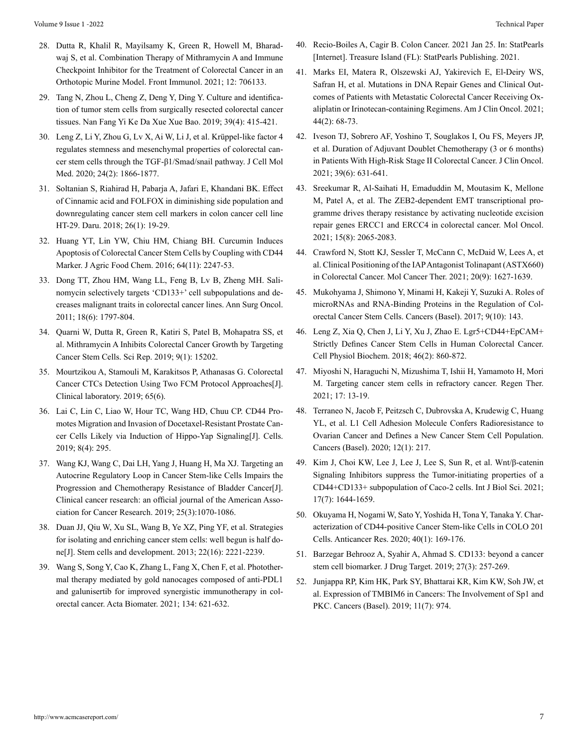28. Dutta R, Khalil R, Mayilsamy K, Green R, Howell M, Bharadwaj S, et al. Combination Therapy of Mithramycin A and Immune Checkpoint Inhibitor for the Treatment of Colorectal Cancer in an Orthotopic Murine Model. Front Immunol. 2021; 12: 706133.

29. Tang N, Zhou L, Cheng Z, Deng Y, Ding Y. Culture and identification of tumor stem cells from surgically resected colorectal cancer tissues. Nan Fang Yi Ke Da Xue Xue Bao. 2019; 39(4): 415-421.

30. Leng Z, Li Y, Zhou G, Lv X, Ai W, Li J, et al. Krüppel-like factor 4 regulates stemness and mesenchymal properties of colorectal cancer stem cells through the TGF-β1/Smad/snail pathway. J Cell Mol Med. 2020; 24(2): 1866-1877.

31. Soltanian S, Riahirad H, Pabarja A, Jafari E, Khandani BK. Effect of Cinnamic acid and FOLFOX in diminishing side population and downregulating cancer stem cell markers in colon cancer cell line HT-29. Daru. 2018; 26(1): 19-29.

32. Huang YT, Lin YW, Chiu HM, Chiang BH. Curcumin Induces Apoptosis of Colorectal Cancer Stem Cells by Coupling with CD44 Marker. J Agric Food Chem. 2016; 64(11): 2247-53.

33. Dong TT, Zhou HM, Wang LL, Feng B, Lv B, Zheng MH. Salinomycin selectively targets 'CD133+' cell subpopulations and decreases malignant traits in colorectal cancer lines. Ann Surg Oncol. 2011; 18(6): 1797-804.

34. Quarni W, Dutta R, Green R, Katiri S, Patel B, Mohapatra SS, et al. Mithramycin A Inhibits Colorectal Cancer Growth by Targeting Cancer Stem Cells. Sci Rep. 2019; 9(1): 15202.

35. Mourtzikou A, Stamouli M, Karakitsos P, Athanasas G. Colorectal Cancer CTCs Detection Using Two FCM Protocol Approaches[J]. Clinical laboratory. 2019; 65(6).

36. Lai C, Lin C, Liao W, Hour TC, Wang HD, Chuu CP. CD44 Promotes Migration and Invasion of Docetaxel-Resistant Prostate Cancer Cells Likely via Induction of Hippo-Yap Signaling[J]. Cells. 2019; 8(4): 295.

37. Wang KJ, Wang C, Dai LH, Yang J, Huang H, Ma XJ. Targeting an Autocrine Regulatory Loop in Cancer Stem-like Cells Impairs the Progression and Chemotherapy Resistance of Bladder Cancer[J]. Clinical cancer research: an official journal of the American Association for Cancer Research. 2019; 25(3):1070-1086.

38. Duan JJ, Qiu W, Xu SL, Wang B, Ye XZ, Ping YF, et al. Strategies for isolating and enriching cancer stem cells: well begun is half done[J]. Stem cells and development. 2013; 22(16): 2221-2239.

39. Wang S, Song Y, Cao K, Zhang L, Fang X, Chen F, et al. Photothermal therapy mediated by gold nanocages composed of anti-PDL1 and galunisertib for improved synergistic immunotherapy in colorectal cancer. Acta Biomater. 2021; 134: 621-632.

40. Recio-Boiles A, Cagir B. Colon Cancer. 2021 Jan 25. In: StatPearls [Internet]. Treasure Island (FL): StatPearls Publishing. 2021.

41. Marks EI, Matera R, Olszewski AJ, Yakirevich E, El-Deiry WS, Safran H, et al. Mutations in DNA Repair Genes and Clinical Outcomes of Patients with Metastatic Colorectal Cancer Receiving Oxaliplatin or Irinotecan-containing Regimens. Am J Clin Oncol. 2021; 44(2): 68-73.

42. Iveson TJ, Sobrero AF, Yoshino T, Souglakos I, Ou FS, Meyers JP, et al. Duration of Adjuvant Doublet Chemotherapy (3 or 6 months) in Patients With High-Risk Stage II Colorectal Cancer. J Clin Oncol. 2021; 39(6): 631-641.

43. Sreekumar R, Al-Saihati H, Emaduddin M, Moutasim K, Mellone M, Patel A, et al. The ZEB2-dependent EMT transcriptional programme drives therapy resistance by activating nucleotide excision repair genes ERCC1 and ERCC4 in colorectal cancer. Mol Oncol. 2021; 15(8): 2065-2083.

44. Crawford N, Stott KJ, Sessler T, McCann C, McDaid W, Lees A, et al. Clinical Positioning of the IAP Antagonist Tolinapant (ASTX660) in Colorectal Cancer. Mol Cancer Ther. 2021; 20(9): 1627-1639.

45. Mukohyama J, Shimono Y, Minami H, Kakeji Y, Suzuki A. Roles of microRNAs and RNA-Binding Proteins in the Regulation of Colorectal Cancer Stem Cells. Cancers (Basel). 2017; 9(10): 143.

46. Leng Z, Xia Q, Chen J, Li Y, Xu J, Zhao E. Lgr5+CD44+EpCAM+ Strictly Defines Cancer Stem Cells in Human Colorectal Cancer. Cell Physiol Biochem. 2018; 46(2): 860-872.

47. Miyoshi N, Haraguchi N, Mizushima T, Ishii H, Yamamoto H, Mori M. Targeting cancer stem cells in refractory cancer. Regen Ther. 2021; 17: 13-19.

48. Terraneo N, Jacob F, Peitzsch C, Dubrovska A, Krudewig C, Huang YL, et al. L1 Cell Adhesion Molecule Confers Radioresistance to Ovarian Cancer and Defines a New Cancer Stem Cell Population. Cancers (Basel). 2020; 12(1): 217.

49. Kim J, Choi KW, Lee J, Lee J, Lee S, Sun R, et al. Wnt/β-catenin Signaling Inhibitors suppress the Tumor-initiating properties of a CD44+CD133+ subpopulation of Caco-2 cells. Int J Biol Sci. 2021; 17(7): 1644-1659.

50. Okuyama H, Nogami W, Sato Y, Yoshida H, Tona Y, Tanaka Y. Characterization of CD44-positive Cancer Stem-like Cells in COLO 201 Cells. Anticancer Res. 2020; 40(1): 169-176.

51. Barzegar Behrooz A, Syahir A, Ahmad S. CD133: beyond a cancer stem cell biomarker. J Drug Target. 2019; 27(3): 257-269.

52. Junjappa RP, Kim HK, Park SY, Bhattarai KR, Kim KW, Soh JW, et al. Expression of TMBIM6 in Cancers: The Involvement of Sp1 and PKC. Cancers (Basel). 2019; 11(7): 974.